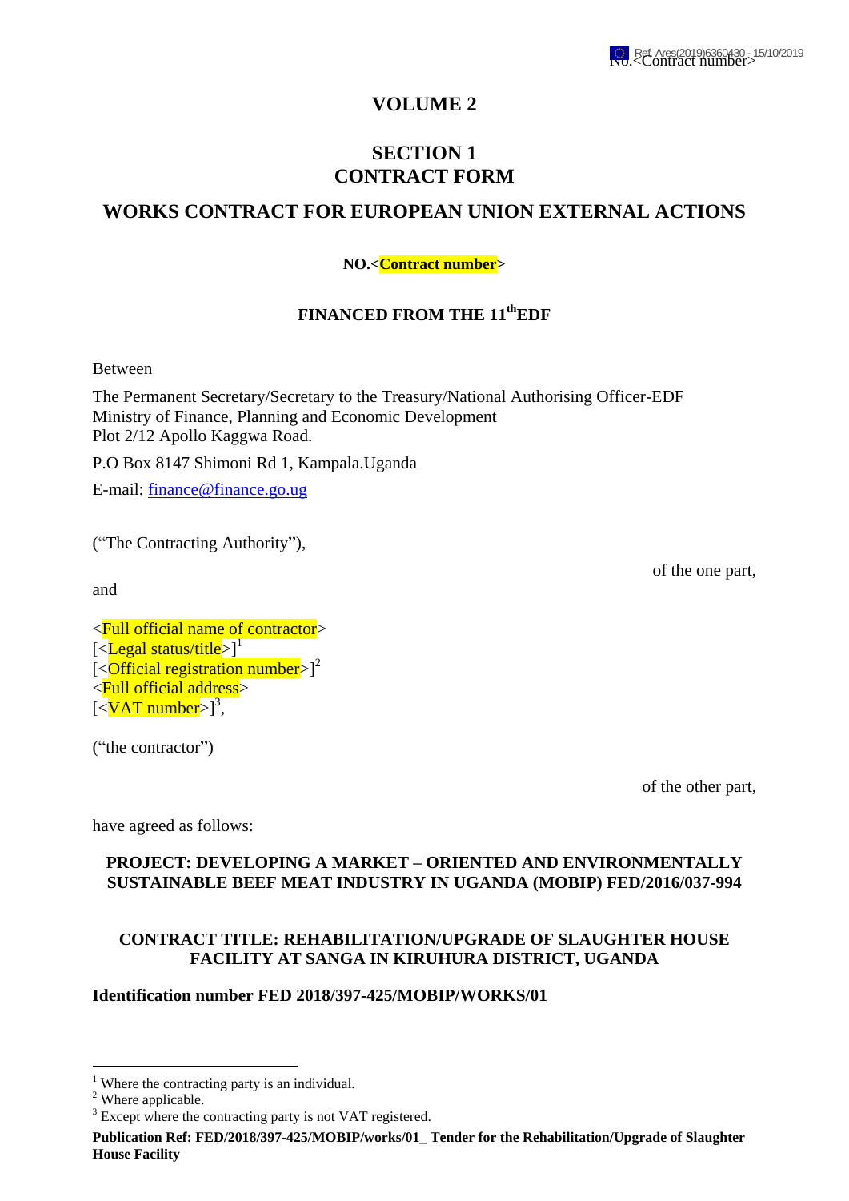# VOLUME 2

## SECTION 1
## CONTRACT FORM

## WORKS CONTRACT FOR EUROPEAN UNION EXTERNAL ACTIONS

**NO.<Contract number>**

**FINANCED FROM THE 11th EDF**

Between

The Permanent Secretary/Secretary to the Treasury/National Authorising Officer-EDF
Ministry of Finance, Planning and Economic Development
Plot 2/12 Apollo Kaggwa Road.

P.O Box 8147 Shimoni Rd 1, Kampala.Uganda

E-mail: finance@finance.go.ug

("The Contracting Authority"),

of the one part,

and

<Full official name of contractor>
[<Legal status/title>][1]
[<Official registration number>][2]
<Full official address>
[<VAT number>][3],

("the contractor")

of the other part,

have agreed as follows:

**PROJECT: DEVELOPING A MARKET – ORIENTED AND ENVIRONMENTALLY SUSTAINABLE BEEF MEAT INDUSTRY IN UGANDA (MOBIP) FED/2016/037-994**

**CONTRACT TITLE: REHABILITATION/UPGRADE OF SLAUGHTER HOUSE FACILITY AT SANGA IN KIRUHURA DISTRICT, UGANDA**

**Identification number FED 2018/397-425/MOBIP/WORKS/01**

---

[1] Where the contracting party is an individual.
[2] Where applicable.
[3] Except where the contracting party is not VAT registered.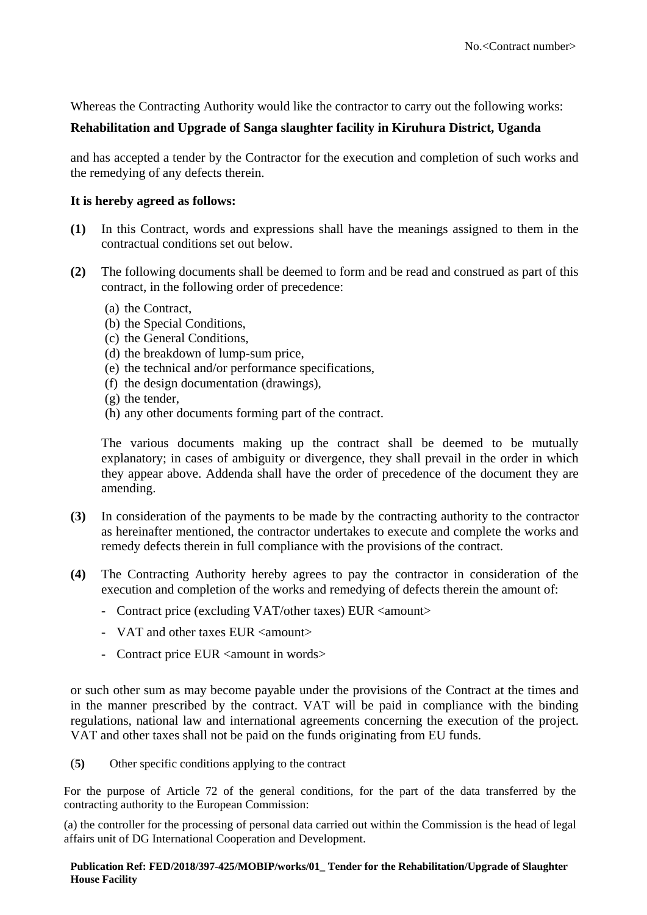No.<Contract number>

Whereas the Contracting Authority would like the contractor to carry out the following works:

**Rehabilitation and Upgrade of Sanga slaughter facility in Kiruhura District, Uganda**

and has accepted a tender by the Contractor for the execution and completion of such works and the remedying of any defects therein.

**It is hereby agreed as follows:**

**(1)** In this Contract, words and expressions shall have the meanings assigned to them in the contractual conditions set out below.

**(2)** The following documents shall be deemed to form and be read and construed as part of this contract, in the following order of precedence:

(a) the Contract,
(b) the Special Conditions,
(c) the General Conditions,
(d) the breakdown of lump-sum price,
(e) the technical and/or performance specifications,
(f) the design documentation (drawings),
(g) the tender,
(h) any other documents forming part of the contract.

The various documents making up the contract shall be deemed to be mutually explanatory; in cases of ambiguity or divergence, they shall prevail in the order in which they appear above. Addenda shall have the order of precedence of the document they are amending.

**(3)** In consideration of the payments to be made by the contracting authority to the contractor as hereinafter mentioned, the contractor undertakes to execute and complete the works and remedy defects therein in full compliance with the provisions of the contract.

**(4)** The Contracting Authority hereby agrees to pay the contractor in consideration of the execution and completion of the works and remedying of defects therein the amount of:

- Contract price (excluding VAT/other taxes) EUR <amount>
- VAT and other taxes EUR <amount>
- Contract price EUR <amount in words>

or such other sum as may become payable under the provisions of the Contract at the times and in the manner prescribed by the contract. VAT will be paid in compliance with the binding regulations, national law and international agreements concerning the execution of the project. VAT and other taxes shall not be paid on the funds originating from EU funds.

(**5**) Other specific conditions applying to the contract

For the purpose of Article 72 of the general conditions, for the part of the data transferred by the contracting authority to the European Commission:

(a) the controller for the processing of personal data carried out within the Commission is the head of legal affairs unit of DG International Cooperation and Development.

**Publication Ref: FED/2018/397-425/MOBIP/works/01_ Tender for the Rehabilitation/Upgrade of Slaughter House Facility**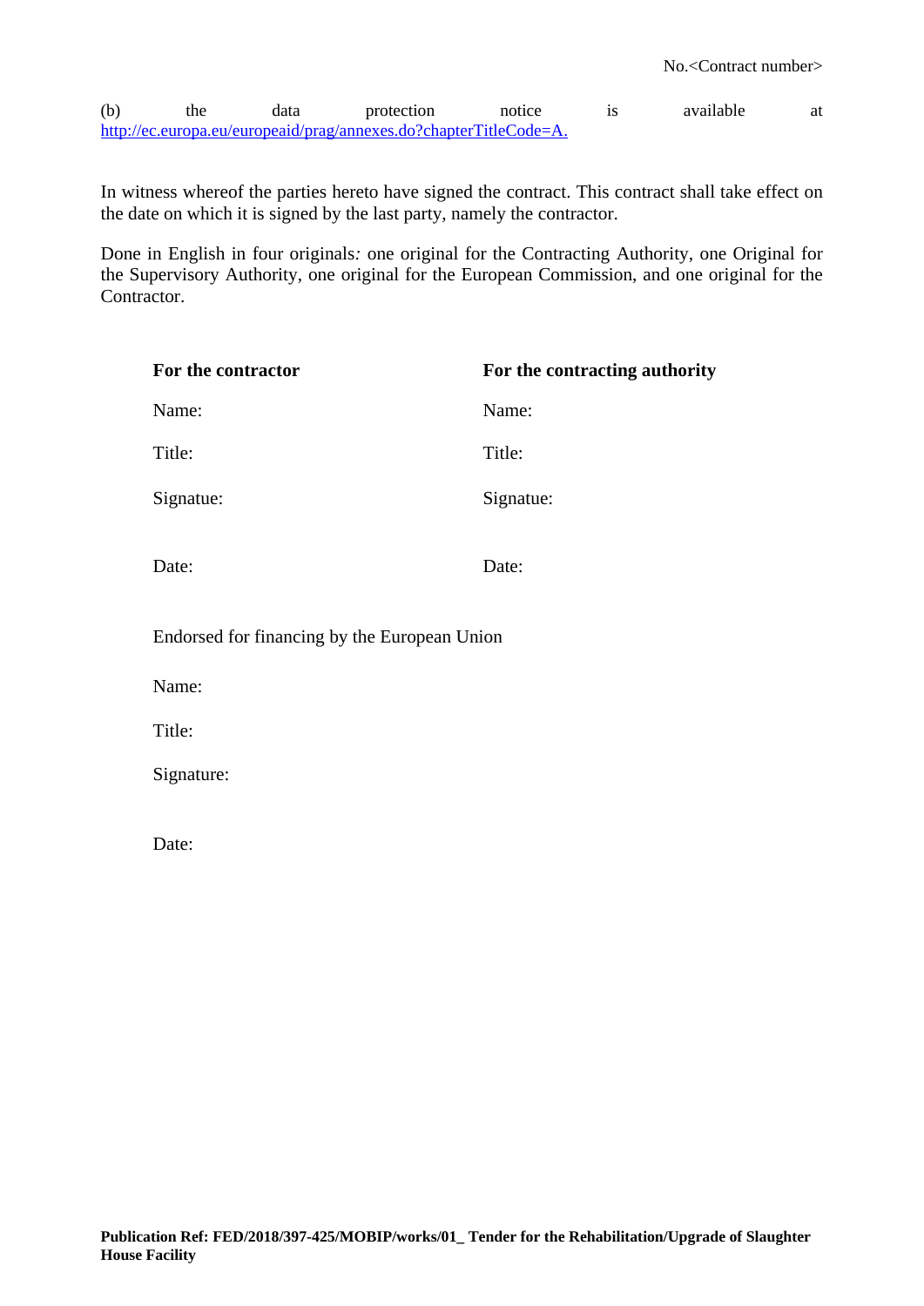(b) the data protection notice is available at http://ec.europa.eu/europeaid/prag/annexes.do?chapterTitleCode=A.

In witness whereof the parties hereto have signed the contract. This contract shall take effect on the date on which it is signed by the last party, namely the contractor.

Done in English in four originals: one original for the Contracting Authority, one Original for the Supervisory Authority, one original for the European Commission, and one original for the Contractor.

| **For the contractor** | **For the contracting authority** |
|---|---|
| Name: | Name: |
| Title: | Title: |
| Signatue: | Signatue: |
| Date: | Date: |

Endorsed for financing by the European Union

Name:

Title:

Signature:

Date: